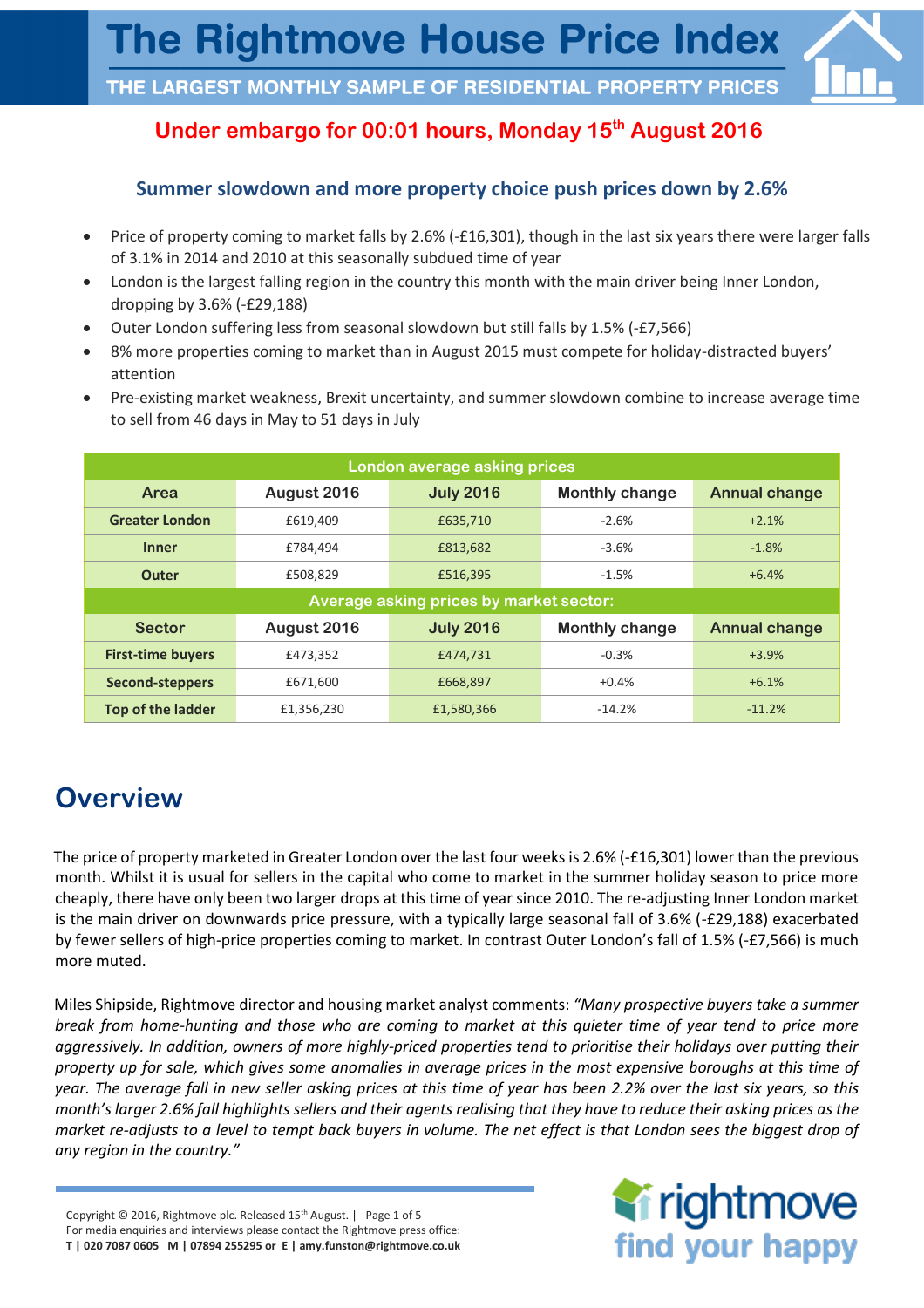# The Rightmove House Price Index

**THE LARGEST MONTHLY SAMPLE OF RESIDENTIAL PROPERTY PRICES**

**Under embargo for 00:01 hours, Monday 15th August 2016**

## Summer slowdown and more property choice push prices down by 2.6%

- Price of property coming to market falls by 2.6% (-£16,301), though in the last six years there were larger falls of 3.1% in 2014 and 2010 at this seasonally subdued time of year
- London is the largest falling region in the country this month with the main driver being Inner London, dropping by 3.6% (-£29,188)
- Outer London suffering less from seasonal slowdown but still falls by 1.5% (-£7,566)
- 8% more properties coming to market than in August 2015 must compete for holiday-distracted buyers' attention
- Pre-existing market weakness, Brexit uncertainty, and summer slowdown combine to increase average time to sell from 46 days in May to 51 days in July

| London average asking prices | | | | |
|---|---|---|---|---|
| **Area** | **August 2016** | **July 2016** | **Monthly change** | **Annual change** |
| **Greater London** | £619,409 | £635,710 | -2.6% | +2.1% |
| **Inner** | £784,494 | £813,682 | -3.6% | -1.8% |
| **Outer** | £508,829 | £516,395 | -1.5% | +6.4% |
| **Average asking prices by market sector:** | | | | |
| **Sector** | **August 2016** | **July 2016** | **Monthly change** | **Annual change** |
| **First-time buyers** | £473,352 | £474,731 | -0.3% | +3.9% |
| **Second-steppers** | £671,600 | £668,897 | +0.4% | +6.1% |
| **Top of the ladder** | £1,356,230 | £1,580,366 | -14.2% | -11.2% |

# Overview

The price of property marketed in Greater London over the last four weeks is 2.6% (-£16,301) lower than the previous month. Whilst it is usual for sellers in the capital who come to market in the summer holiday season to price more cheaply, there have only been two larger drops at this time of year since 2010. The re-adjusting Inner London market is the main driver on downwards price pressure, with a typically large seasonal fall of 3.6% (-£29,188) exacerbated by fewer sellers of high-price properties coming to market. In contrast Outer London's fall of 1.5% (-£7,566) is much more muted.

Miles Shipside, Rightmove director and housing market analyst comments: *"Many prospective buyers take a summer break from home-hunting and those who are coming to market at this quieter time of year tend to price more aggressively. In addition, owners of more highly-priced properties tend to prioritise their holidays over putting their property up for sale, which gives some anomalies in average prices in the most expensive boroughs at this time of year. The average fall in new seller asking prices at this time of year has been 2.2% over the last six years, so this month's larger 2.6% fall highlights sellers and their agents realising that they have to reduce their asking prices as the market re-adjusts to a level to tempt back buyers in volume. The net effect is that London sees the biggest drop of any region in the country."*

Copyright © 2016, Rightmove plc. Released 15th August.
For media enquiries and interviews please contact the Rightmove press office:
**T | 020 7087 0605 M | 07894 255295 or E | amy.funston@rightmove.co.uk**

rightmove find your happy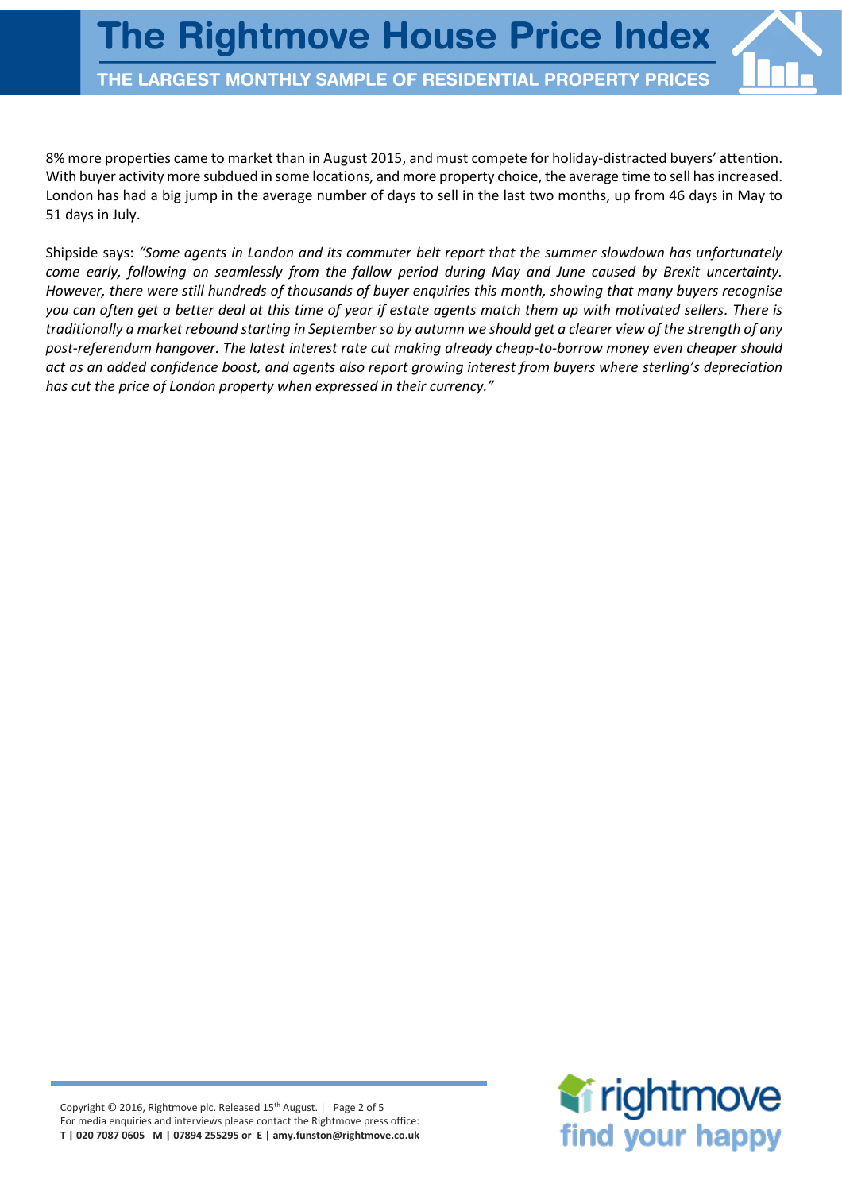8% more properties came to market than in August 2015, and must compete for holiday-distracted buyers' attention. With buyer activity more subdued in some locations, and more property choice, the average time to sell has increased. London has had a big jump in the average number of days to sell in the last two months, up from 46 days in May to 51 days in July.

Shipside says: *"Some agents in London and its commuter belt report that the summer slowdown has unfortunately come early, following on seamlessly from the fallow period during May and June caused by Brexit uncertainty. However, there were still hundreds of thousands of buyer enquiries this month, showing that many buyers recognise you can often get a better deal at this time of year if estate agents match them up with motivated sellers. There is traditionally a market rebound starting in September so by autumn we should get a clearer view of the strength of any post-referendum hangover. The latest interest rate cut making already cheap-to-borrow money even cheaper should act as an added confidence boost, and agents also report growing interest from buyers where sterling's depreciation has cut the price of London property when expressed in their currency."*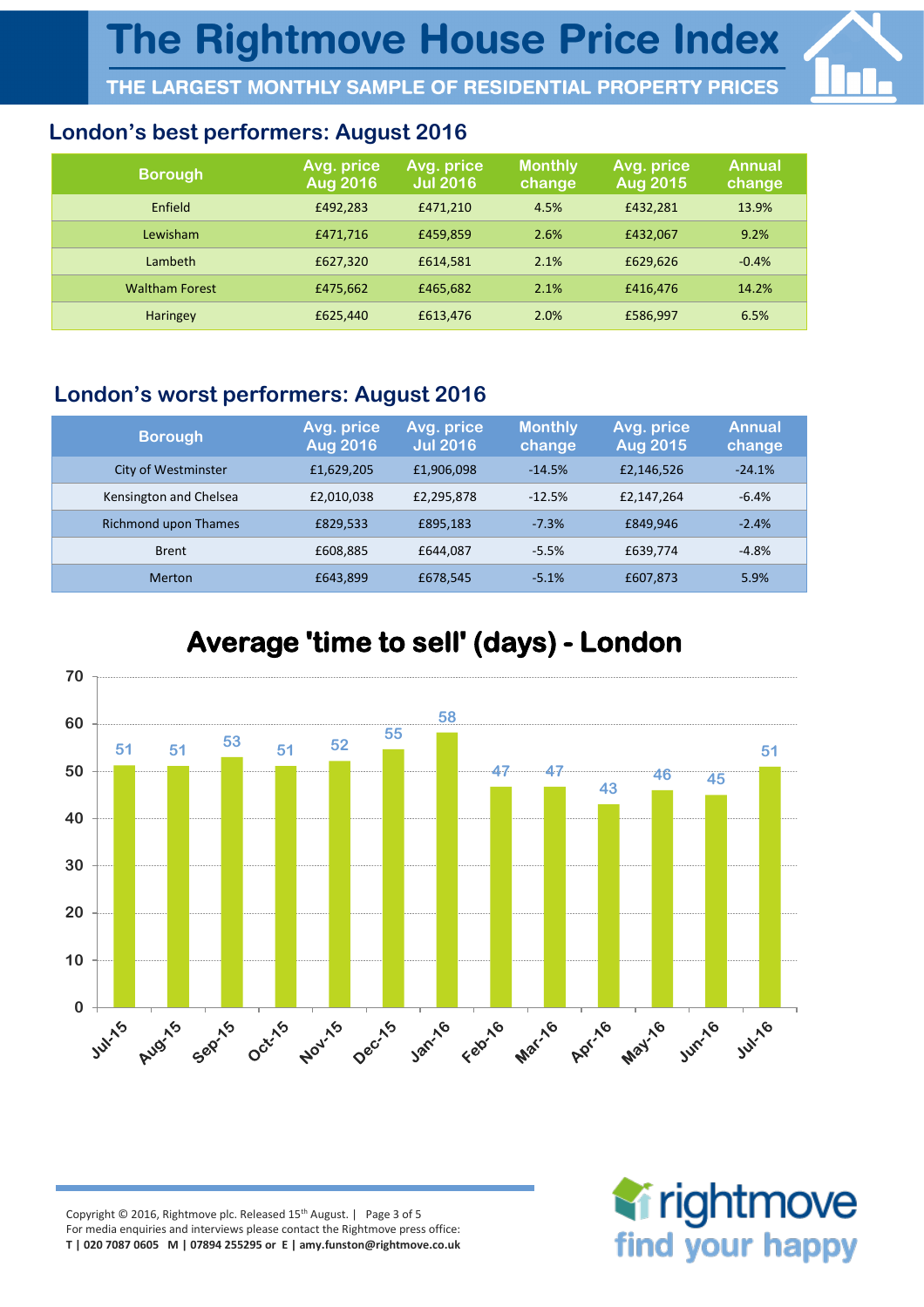## London's best performers: August 2016

| Borough | Avg. price Aug 2016 | Avg. price Jul 2016 | Monthly change | Avg. price Aug 2015 | Annual change |
|---|---|---|---|---|---|
| Enfield | £492,283 | £471,210 | 4.5% | £432,281 | 13.9% |
| Lewisham | £471,716 | £459,859 | 2.6% | £432,067 | 9.2% |
| Lambeth | £627,320 | £614,581 | 2.1% | £629,626 | -0.4% |
| Waltham Forest | £475,662 | £465,682 | 2.1% | £416,476 | 14.2% |
| Haringey | £625,440 | £613,476 | 2.0% | £586,997 | 6.5% |

## London's worst performers: August 2016

| Borough | Avg. price Aug 2016 | Avg. price Jul 2016 | Monthly change | Avg. price Aug 2015 | Annual change |
|---|---|---|---|---|---|
| City of Westminster | £1,629,205 | £1,906,098 | -14.5% | £2,146,526 | -24.1% |
| Kensington and Chelsea | £2,010,038 | £2,295,878 | -12.5% | £2,147,264 | -6.4% |
| Richmond upon Thames | £829,533 | £895,183 | -7.3% | £849,946 | -2.4% |
| Brent | £608,885 | £644,087 | -5.5% | £639,774 | -4.8% |
| Merton | £643,899 | £678,545 | -5.1% | £607,873 | 5.9% |

## Average 'time to sell' (days) - London

| Jul-15 | Aug-15 | Sep-15 | Oct-15 | Nov-15 | Dec-15 | Jan-16 | Feb-16 | Mar-16 | Apr-16 | May-16 | Jun-16 | Jul-16 |
|---|---|---|---|---|---|---|---|---|---|---|---|---|
| 51 | 51 | 53 | 51 | 52 | 55 | 58 | 47 | 47 | 43 | 46 | 45 | 51 |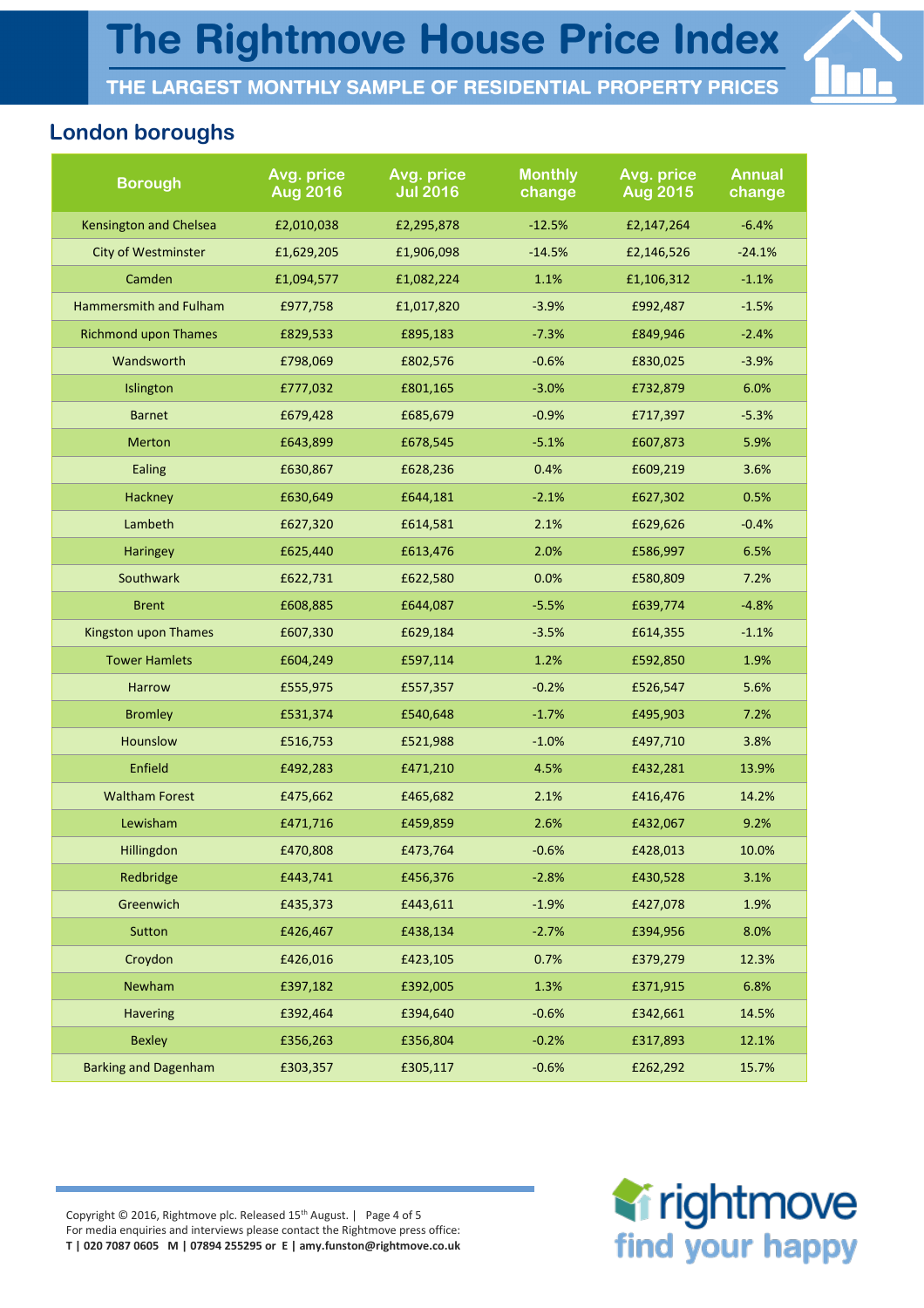## London boroughs

| Borough | Avg. price Aug 2016 | Avg. price Jul 2016 | Monthly change | Avg. price Aug 2015 | Annual change |
|---|---|---|---|---|---|
| Kensington and Chelsea | £2,010,038 | £2,295,878 | -12.5% | £2,147,264 | -6.4% |
| City of Westminster | £1,629,205 | £1,906,098 | -14.5% | £2,146,526 | -24.1% |
| Camden | £1,094,577 | £1,082,224 | 1.1% | £1,106,312 | -1.1% |
| Hammersmith and Fulham | £977,758 | £1,017,820 | -3.9% | £992,487 | -1.5% |
| Richmond upon Thames | £829,533 | £895,183 | -7.3% | £849,946 | -2.4% |
| Wandsworth | £798,069 | £802,576 | -0.6% | £830,025 | -3.9% |
| Islington | £777,032 | £801,165 | -3.0% | £732,879 | 6.0% |
| Barnet | £679,428 | £685,679 | -0.9% | £717,397 | -5.3% |
| Merton | £643,899 | £678,545 | -5.1% | £607,873 | 5.9% |
| Ealing | £630,867 | £628,236 | 0.4% | £609,219 | 3.6% |
| Hackney | £630,649 | £644,181 | -2.1% | £627,302 | 0.5% |
| Lambeth | £627,320 | £614,581 | 2.1% | £629,626 | -0.4% |
| Haringey | £625,440 | £613,476 | 2.0% | £586,997 | 6.5% |
| Southwark | £622,731 | £622,580 | 0.0% | £580,809 | 7.2% |
| Brent | £608,885 | £644,087 | -5.5% | £639,774 | -4.8% |
| Kingston upon Thames | £607,330 | £629,184 | -3.5% | £614,355 | -1.1% |
| Tower Hamlets | £604,249 | £597,114 | 1.2% | £592,850 | 1.9% |
| Harrow | £555,975 | £557,357 | -0.2% | £526,547 | 5.6% |
| Bromley | £531,374 | £540,648 | -1.7% | £495,903 | 7.2% |
| Hounslow | £516,753 | £521,988 | -1.0% | £497,710 | 3.8% |
| Enfield | £492,283 | £471,210 | 4.5% | £432,281 | 13.9% |
| Waltham Forest | £475,662 | £465,682 | 2.1% | £416,476 | 14.2% |
| Lewisham | £471,716 | £459,859 | 2.6% | £432,067 | 9.2% |
| Hillingdon | £470,808 | £473,764 | -0.6% | £428,013 | 10.0% |
| Redbridge | £443,741 | £456,376 | -2.8% | £430,528 | 3.1% |
| Greenwich | £435,373 | £443,611 | -1.9% | £427,078 | 1.9% |
| Sutton | £426,467 | £438,134 | -2.7% | £394,956 | 8.0% |
| Croydon | £426,016 | £423,105 | 0.7% | £379,279 | 12.3% |
| Newham | £397,182 | £392,005 | 1.3% | £371,915 | 6.8% |
| Havering | £392,464 | £394,640 | -0.6% | £342,661 | 14.5% |
| Bexley | £356,263 | £356,804 | -0.2% | £317,893 | 12.1% |
| Barking and Dagenham | £303,357 | £305,117 | -0.6% | £262,292 | 15.7% |

Copyright © 2016, Rightmove plc. Released 15th August.
For media enquiries and interviews please contact the Rightmove press office:
**T | 020 7087 0605 M | 07894 255295 or E | amy.funston@rightmove.co.uk**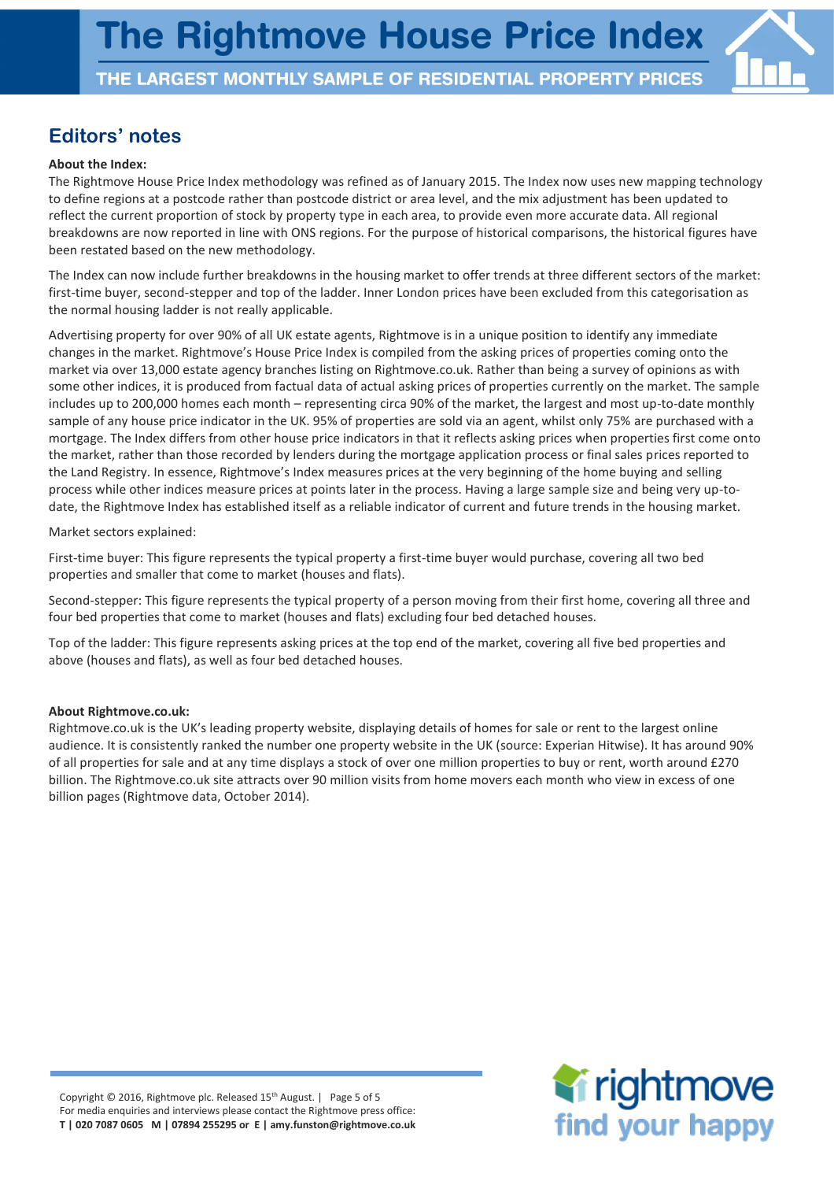## Editors' notes

**About the Index:**

The Rightmove House Price Index methodology was refined as of January 2015. The Index now uses new mapping technology to define regions at a postcode rather than postcode district or area level, and the mix adjustment has been updated to reflect the current proportion of stock by property type in each area, to provide even more accurate data. All regional breakdowns are now reported in line with ONS regions. For the purpose of historical comparisons, the historical figures have been restated based on the new methodology.

The Index can now include further breakdowns in the housing market to offer trends at three different sectors of the market: first-time buyer, second-stepper and top of the ladder. Inner London prices have been excluded from this categorisation as the normal housing ladder is not really applicable.

Advertising property for over 90% of all UK estate agents, Rightmove is in a unique position to identify any immediate changes in the market. Rightmove's House Price Index is compiled from the asking prices of properties coming onto the market via over 13,000 estate agency branches listing on Rightmove.co.uk. Rather than being a survey of opinions as with some other indices, it is produced from factual data of actual asking prices of properties currently on the market. The sample includes up to 200,000 homes each month – representing circa 90% of the market, the largest and most up-to-date monthly sample of any house price indicator in the UK. 95% of properties are sold via an agent, whilst only 75% are purchased with a mortgage. The Index differs from other house price indicators in that it reflects asking prices when properties first come onto the market, rather than those recorded by lenders during the mortgage application process or final sales prices reported to the Land Registry. In essence, Rightmove's Index measures prices at the very beginning of the home buying and selling process while other indices measure prices at points later in the process. Having a large sample size and being very up-to-date, the Rightmove Index has established itself as a reliable indicator of current and future trends in the housing market.

Market sectors explained:

First-time buyer: This figure represents the typical property a first-time buyer would purchase, covering all two bed properties and smaller that come to market (houses and flats).

Second-stepper: This figure represents the typical property of a person moving from their first home, covering all three and four bed properties that come to market (houses and flats) excluding four bed detached houses.

Top of the ladder: This figure represents asking prices at the top end of the market, covering all five bed properties and above (houses and flats), as well as four bed detached houses.

**About Rightmove.co.uk:**

Rightmove.co.uk is the UK's leading property website, displaying details of homes for sale or rent to the largest online audience. It is consistently ranked the number one property website in the UK (source: Experian Hitwise). It has around 90% of all properties for sale and at any time displays a stock of over one million properties to buy or rent, worth around £270 billion. The Rightmove.co.uk site attracts over 90 million visits from home movers each month who view in excess of one billion pages (Rightmove data, October 2014).

Copyright © 2016, Rightmove plc. Released 15th August.
For media enquiries and interviews please contact the Rightmove press office:
**T | 020 7087 0605 M | 07894 255295 or E | amy.funston@rightmove.co.uk**